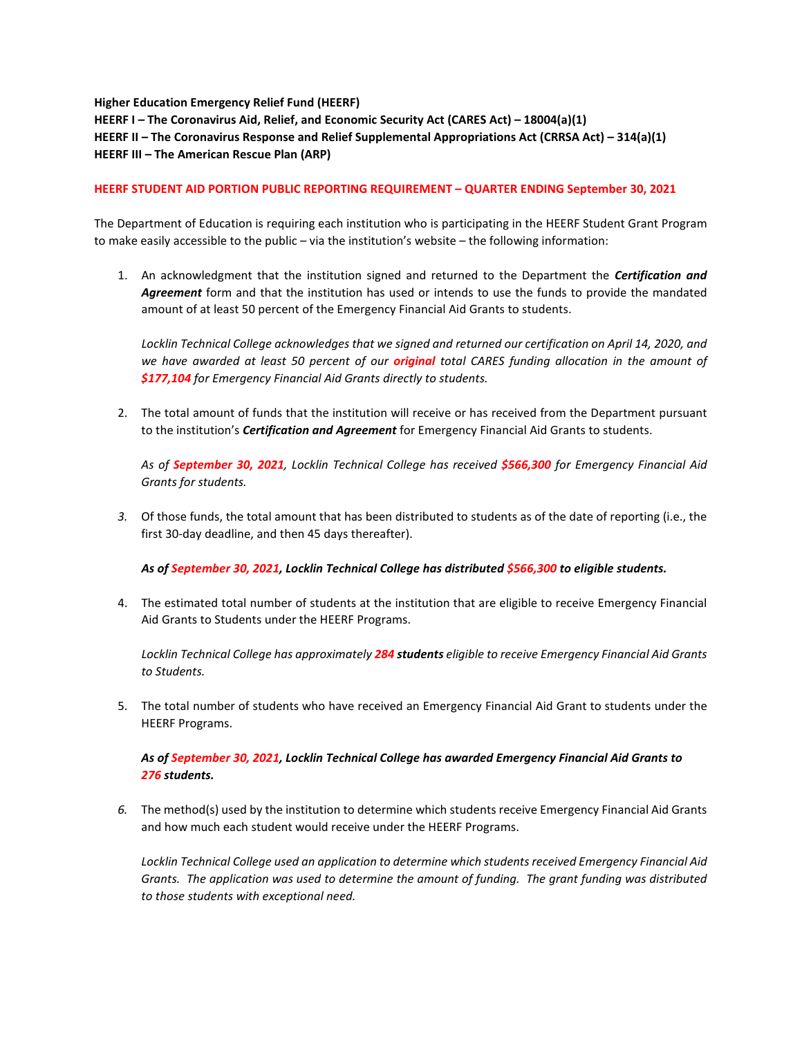**Higher Education Emergency Relief Fund (HEERF)**
**HEERF I – The Coronavirus Aid, Relief, and Economic Security Act (CARES Act) – 18004(a)(1)**
**HEERF II – The Coronavirus Response and Relief Supplemental Appropriations Act (CRRSA Act) – 314(a)(1)**
**HEERF III – The American Rescue Plan (ARP)**

**HEERF STUDENT AID PORTION PUBLIC REPORTING REQUIREMENT – QUARTER ENDING September 30, 2021**

The Department of Education is requiring each institution who is participating in the HEERF Student Grant Program to make easily accessible to the public – via the institution's website – the following information:

1. An acknowledgment that the institution signed and returned to the Department the ***Certification and Agreement*** form and that the institution has used or intends to use the funds to provide the mandated amount of at least 50 percent of the Emergency Financial Aid Grants to students.

   *Locklin Technical College acknowledges that we signed and returned our certification on April 14, 2020, and we have awarded at least 50 percent of our **original** total CARES funding allocation in the amount of **$177,104** for Emergency Financial Aid Grants directly to students.*

2. The total amount of funds that the institution will receive or has received from the Department pursuant to the institution's ***Certification and Agreement*** for Emergency Financial Aid Grants to students.

   *As of **September 30, 2021**, Locklin Technical College has received **$566,300** for Emergency Financial Aid Grants for students.*

3. Of those funds, the total amount that has been distributed to students as of the date of reporting (i.e., the first 30-day deadline, and then 45 days thereafter).

   ***As of September 30, 2021, Locklin Technical College has distributed $566,300 to eligible students.***

4. The estimated total number of students at the institution that are eligible to receive Emergency Financial Aid Grants to Students under the HEERF Programs.

   *Locklin Technical College has approximately **284 students** eligible to receive Emergency Financial Aid Grants to Students.*

5. The total number of students who have received an Emergency Financial Aid Grant to students under the HEERF Programs.

   ***As of September 30, 2021, Locklin Technical College has awarded Emergency Financial Aid Grants to 276 students.***

6. The method(s) used by the institution to determine which students receive Emergency Financial Aid Grants and how much each student would receive under the HEERF Programs.

   *Locklin Technical College used an application to determine which students received Emergency Financial Aid Grants. The application was used to determine the amount of funding. The grant funding was distributed to those students with exceptional need.*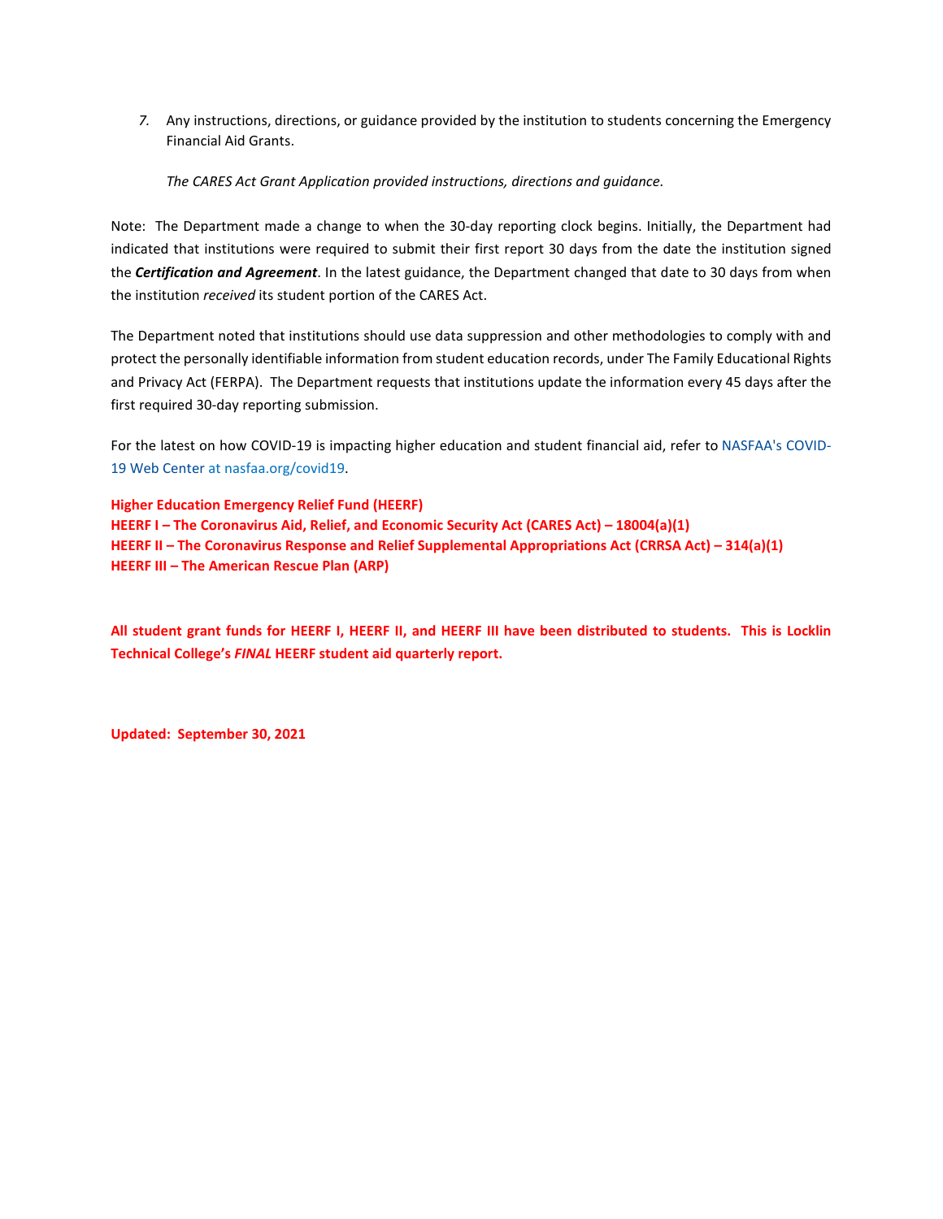7. Any instructions, directions, or guidance provided by the institution to students concerning the Emergency Financial Aid Grants.

   *The CARES Act Grant Application provided instructions, directions and guidance.*

Note: The Department made a change to when the 30-day reporting clock begins. Initially, the Department had indicated that institutions were required to submit their first report 30 days from the date the institution signed the ***Certification and Agreement***. In the latest guidance, the Department changed that date to 30 days from when the institution *received* its student portion of the CARES Act.

The Department noted that institutions should use data suppression and other methodologies to comply with and protect the personally identifiable information from student education records, under The Family Educational Rights and Privacy Act (FERPA). The Department requests that institutions update the information every 45 days after the first required 30-day reporting submission.

For the latest on how COVID-19 is impacting higher education and student financial aid, refer to NASFAA's COVID-19 Web Center at nasfaa.org/covid19.

**Higher Education Emergency Relief Fund (HEERF)**
**HEERF I – The Coronavirus Aid, Relief, and Economic Security Act (CARES Act) – 18004(a)(1)**
**HEERF II – The Coronavirus Response and Relief Supplemental Appropriations Act (CRRSA Act) – 314(a)(1)**
**HEERF III – The American Rescue Plan (ARP)**

**All student grant funds for HEERF I, HEERF II, and HEERF III have been distributed to students. This is Locklin Technical College's *FINAL* HEERF student aid quarterly report.**

**Updated: September 30, 2021**